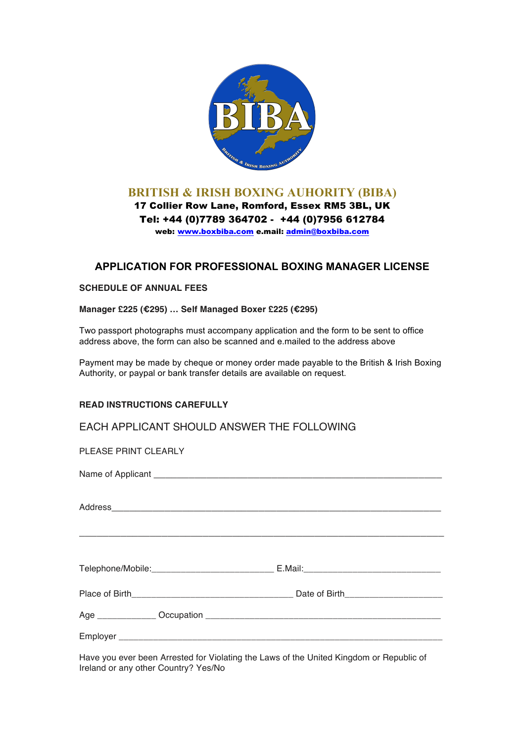# BRITISH & IRISH BOXING AUHORITY (BIBA)

**17 Collier Row Lane, Romford, Essex RM5 3BL, UK**
**Tel: +44 (0)7789 364702 - +44 (0)7956 612784**
**web: www.boxbiba.com e.mail: admin@boxbiba.com**

## APPLICATION FOR PROFESSIONAL BOXING MANAGER LICENSE

**SCHEDULE OF ANNUAL FEES**

**Manager £225 (€295) … Self Managed Boxer £225 (€295)**

Two passport photographs must accompany application and the form to be sent to office address above, the form can also be scanned and e.mailed to the address above

Payment may be made by cheque or money order made payable to the British & Irish Boxing Authority, or paypal or bank transfer details are available on request.

**READ INSTRUCTIONS CAREFULLY**

EACH APPLICANT SHOULD ANSWER THE FOLLOWING

PLEASE PRINT CLEARLY

Name of Applicant ____________________________________________________________

Address______________________________________________________________________

_____________________________________________________________________________

Telephone/Mobile:________________________ E.Mail:____________________________

Place of Birth________________________________ Date of Birth___________________

Age ____________ Occupation ___________________________________________________

Employer ___________________________________________________________________

Have you ever been Arrested for Violating the Laws of the United Kingdom or Republic of Ireland or any other Country? Yes/No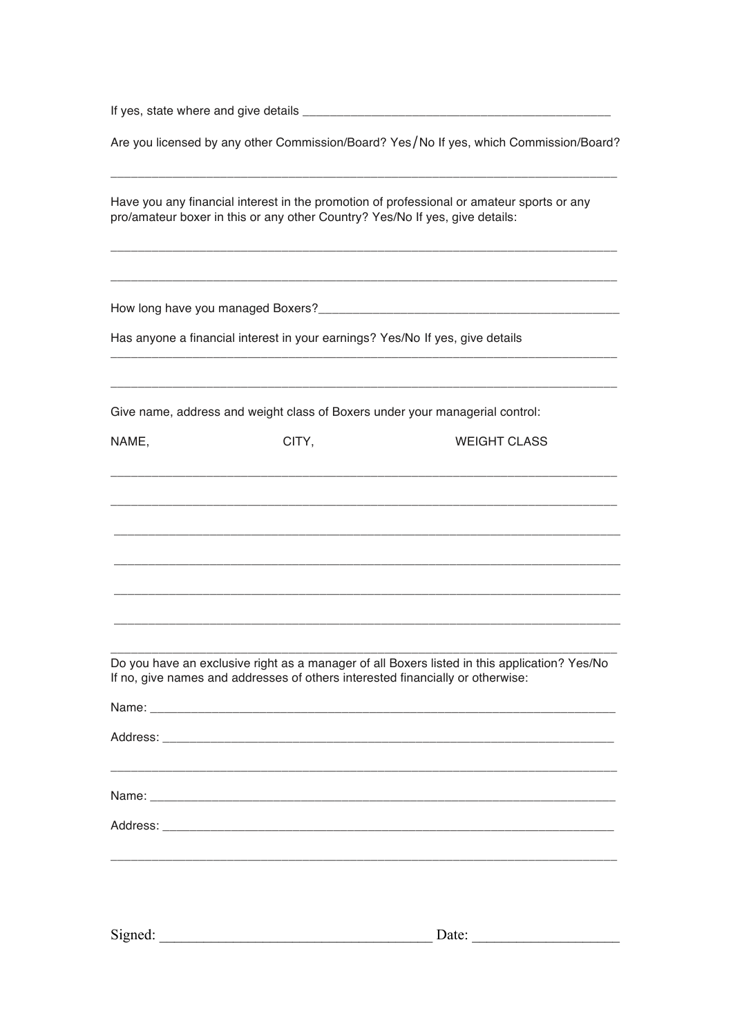If yes, state where and give details _______________________________________________

Are you licensed by any other Commission/Board? Yes/No If yes, which Commission/Board?

_______________________________________________________________________________

Have you any financial interest in the promotion of professional or amateur sports or any pro/amateur boxer in this or any other Country? Yes/No If yes, give details:

_______________________________________________________________________________

_______________________________________________________________________________

How long have you managed Boxers?_______________________________________________

Has anyone a financial interest in your earnings? Yes/No If yes, give details

_______________________________________________________________________________

_______________________________________________________________________________

Give name, address and weight class of Boxers under your managerial control:

| NAME, | CITY, | WEIGHT CLASS |
| --- | --- | --- |
| | | |
| | | |
| | | |
| | | |
| | | |
| | | |
| | | |

Do you have an exclusive right as a manager of all Boxers listed in this application? Yes/No
If no, give names and addresses of others interested financially or otherwise:

Name: _________________________________________________________________________

Address: _______________________________________________________________________

_______________________________________________________________________________

Name: _________________________________________________________________________

Address: _______________________________________________________________________

_______________________________________________________________________________

Signed: ______________________________________ Date: ____________________